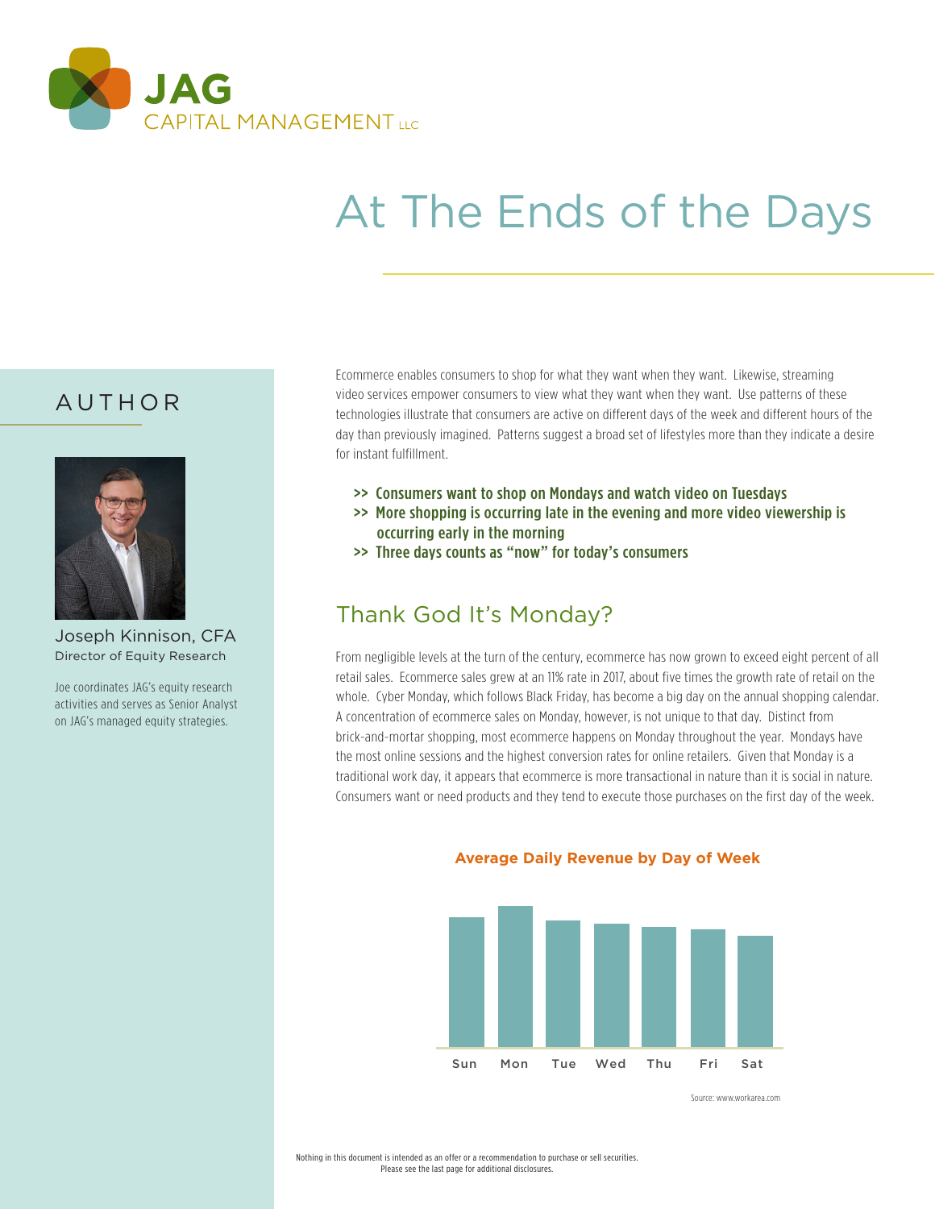JAG CAPITAL MANAGEMENT LLC

# At The Ends of the Days

## AUTHOR

Joseph Kinnison, CFA
Director of Equity Research

Joe coordinates JAG's equity research activities and serves as Senior Analyst on JAG's managed equity strategies.

Ecommerce enables consumers to shop for what they want when they want. Likewise, streaming video services empower consumers to view what they want when they want. Use patterns of these technologies illustrate that consumers are active on different days of the week and different hours of the day than previously imagined. Patterns suggest a broad set of lifestyles more than they indicate a desire for instant fulfillment.

- **>> Consumers want to shop on Mondays and watch video on Tuesdays**
- **>> More shopping is occurring late in the evening and more video viewership is occurring early in the morning**
- **>> Three days counts as "now" for today's consumers**

## Thank God It's Monday?

From negligible levels at the turn of the century, ecommerce has now grown to exceed eight percent of all retail sales. Ecommerce sales grew at an 11% rate in 2017, about five times the growth rate of retail on the whole. Cyber Monday, which follows Black Friday, has become a big day on the annual shopping calendar. A concentration of ecommerce sales on Monday, however, is not unique to that day. Distinct from brick-and-mortar shopping, most ecommerce happens on Monday throughout the year. Mondays have the most online sessions and the highest conversion rates for online retailers. Given that Monday is a traditional work day, it appears that ecommerce is more transactional in nature than it is social in nature. Consumers want or need products and they tend to execute those purchases on the first day of the week.

**Average Daily Revenue by Day of Week**

Sun Mon Tue Wed Thu Fri Sat

Source: www.workarea.com

Nothing in this document is intended as an offer or a recommendation to purchase or sell securities.
Please see the last page for additional disclosures.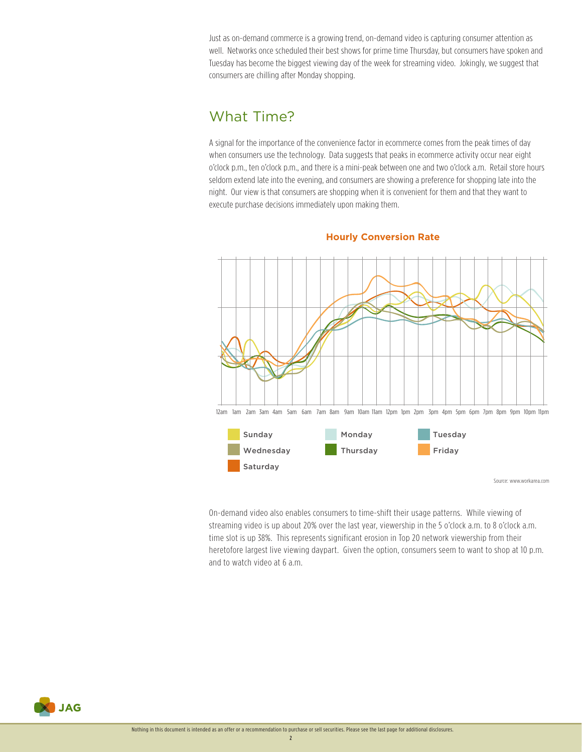Just as on-demand commerce is a growing trend, on-demand video is capturing consumer attention as well. Networks once scheduled their best shows for prime time Thursday, but consumers have spoken and Tuesday has become the biggest viewing day of the week for streaming video. Jokingly, we suggest that consumers are chilling after Monday shopping.

## What Time?

A signal for the importance of the convenience factor in ecommerce comes from the peak times of day when consumers use the technology. Data suggests that peaks in ecommerce activity occur near eight o'clock p.m., ten o'clock p.m., and there is a mini-peak between one and two o'clock a.m. Retail store hours seldom extend late into the evening, and consumers are showing a preference for shopping late into the night. Our view is that consumers are shopping when it is convenient for them and that they want to execute purchase decisions immediately upon making them.

**Hourly Conversion Rate**

12am 1am 2am 3am 4am 5am 6am 7am 8am 9am 10am 11am 12pm 1pm 2pm 3pm 4pm 5pm 6pm 7pm 8pm 9pm 10pm 11pm

Sunday, Monday, Tuesday, Wednesday, Thursday, Friday, Saturday

Source: www.workarea.com

On-demand video also enables consumers to time-shift their usage patterns. While viewing of streaming video is up about 20% over the last year, viewership in the 5 o'clock a.m. to 8 o'clock a.m. time slot is up 38%. This represents significant erosion in Top 20 network viewership from their heretofore largest live viewing daypart. Given the option, consumers seem to want to shop at 10 p.m. and to watch video at 6 a.m.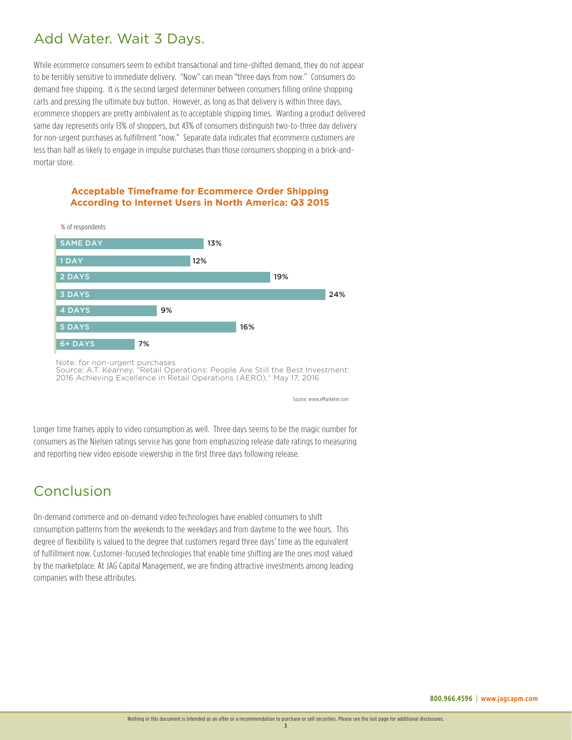## Add Water. Wait 3 Days.

While ecommerce consumers seem to exhibit transactional and time-shifted demand, they do not appear to be terribly sensitive to immediate delivery. "Now" can mean "three days from now." Consumers do demand free shipping. It is the second largest determiner between consumers filling online shopping carts and pressing the ultimate buy button. However, as long as that delivery is within three days, ecommerce shoppers are pretty ambivalent as to acceptable shipping times. Wanting a product delivered same day represents only 13% of shoppers, but 43% of consumers distinguish two-to-three day delivery for non-urgent purchases as fulfillment "now." Separate data indicates that ecommerce customers are less than half as likely to engage in impulse purchases than those consumers shopping in a brick-and-mortar store.

**Acceptable Timeframe for Ecommerce Order Shipping According to Internet Users in North America: Q3 2015**

% of respondents

| Timeframe | % of respondents |
| --- | --- |
| SAME DAY | 13% |
| 1 DAY | 12% |
| 2 DAYS | 19% |
| 3 DAYS | 24% |
| 4 DAYS | 9% |
| 5 DAYS | 16% |
| 6+ DAYS | 7% |

Note: for non-urgent purchases
Source: A.T. Kearney, "Retail Operations: People Are Still the Best Investment: 2016 Achieving Excellence in Retail Operations (AERO)," May 17, 2016

Source: www.eMarketer.com

Longer time frames apply to video consumption as well. Three days seems to be the magic number for consumers as the Nielsen ratings service has gone from emphasizing release date ratings to measuring and reporting new video episode viewership in the first three days following release.

## Conclusion

On-demand commerce and on-demand video technologies have enabled consumers to shift consumption patterns from the weekends to the weekdays and from daytime to the wee hours. This degree of flexibility is valued to the degree that customers regard three days' time as the equivalent of fulfillment now. Customer-focused technologies that enable time shifting are the ones most valued by the marketplace. At JAG Capital Management, we are finding attractive investments among leading companies with these attributes.

**800.966.4596 | www.jagcapm.com**

Nothing in this document is intended as an offer or a recommendation to purchase or sell securities. Please see the last page for additional disclosures.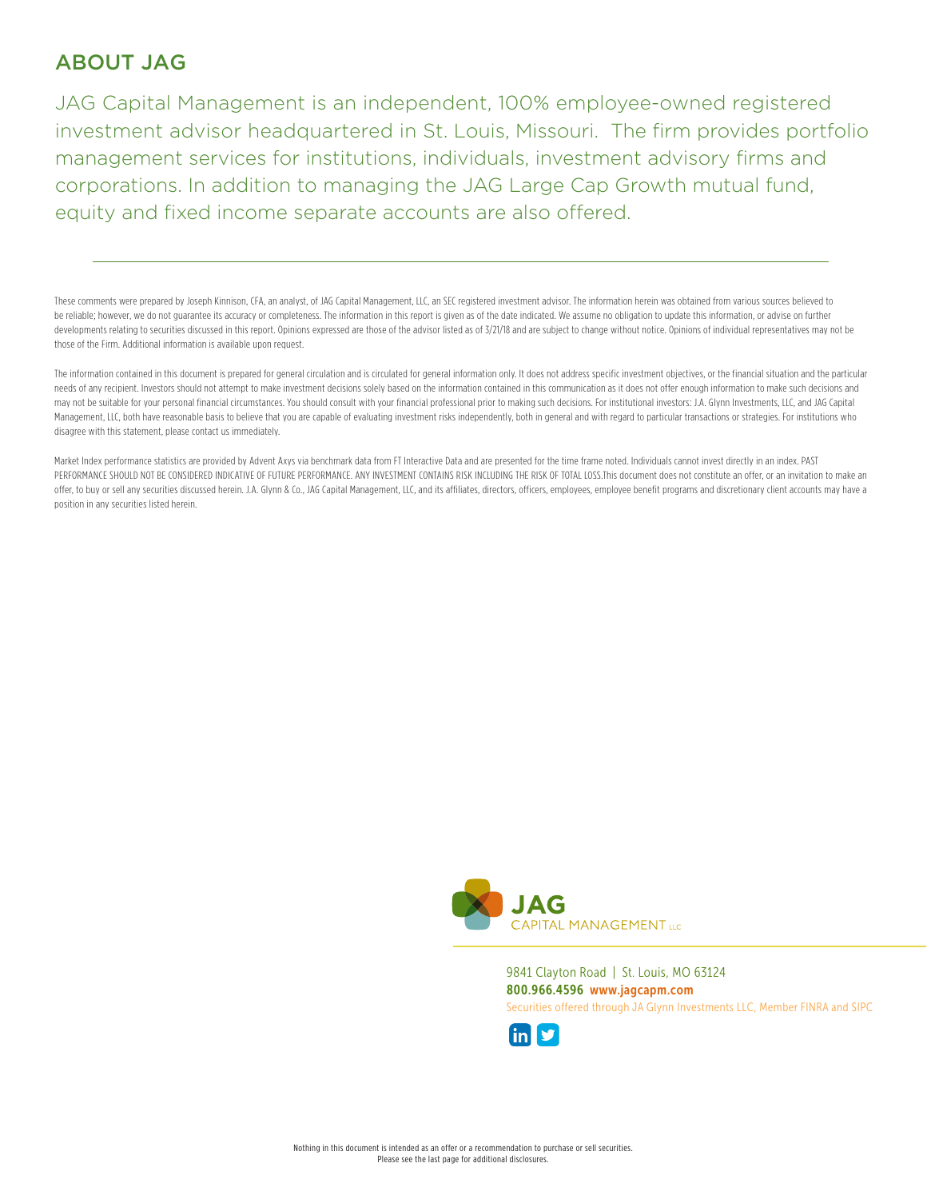## ABOUT JAG

JAG Capital Management is an independent, 100% employee-owned registered investment advisor headquartered in St. Louis, Missouri. The firm provides portfolio management services for institutions, individuals, investment advisory firms and corporations. In addition to managing the JAG Large Cap Growth mutual fund, equity and fixed income separate accounts are also offered.

---

These comments were prepared by Joseph Kinnison, CFA, an analyst, of JAG Capital Management, LLC, an SEC registered investment advisor. The information herein was obtained from various sources believed to be reliable; however, we do not guarantee its accuracy or completeness. The information in this report is given as of the date indicated. We assume no obligation to update this information, or advise on further developments relating to securities discussed in this report. Opinions expressed are those of the advisor listed as of 3/21/18 and are subject to change without notice. Opinions of individual representatives may not be those of the Firm. Additional information is available upon request.

The information contained in this document is prepared for general circulation and is circulated for general information only. It does not address specific investment objectives, or the financial situation and the particular needs of any recipient. Investors should not attempt to make investment decisions solely based on the information contained in this communication as it does not offer enough information to make such decisions and may not be suitable for your personal financial circumstances. You should consult with your financial professional prior to making such decisions. For institutional investors: J.A. Glynn Investments, LLC, and JAG Capital Management, LLC, both have reasonable basis to believe that you are capable of evaluating investment risks independently, both in general and with regard to particular transactions or strategies. For institutions who disagree with this statement, please contact us immediately.

Market Index performance statistics are provided by Advent Axys via benchmark data from FT Interactive Data and are presented for the time frame noted. Individuals cannot invest directly in an index. PAST PERFORMANCE SHOULD NOT BE CONSIDERED INDICATIVE OF FUTURE PERFORMANCE. ANY INVESTMENT CONTAINS RISK INCLUDING THE RISK OF TOTAL LOSS.This document does not constitute an offer, or an invitation to make an offer, to buy or sell any securities discussed herein. J.A. Glynn & Co., JAG Capital Management, LLC, and its affiliates, directors, officers, employees, employee benefit programs and discretionary client accounts may have a position in any securities listed herein.

JAG
CAPITAL MANAGEMENT LLC

9841 Clayton Road | St. Louis, MO 63124
**800.966.4596** **www.jagcapm.com**
Securities offered through JA Glynn Investments LLC, Member FINRA and SIPC

Nothing in this document is intended as an offer or a recommendation to purchase or sell securities.
Please see the last page for additional disclosures.